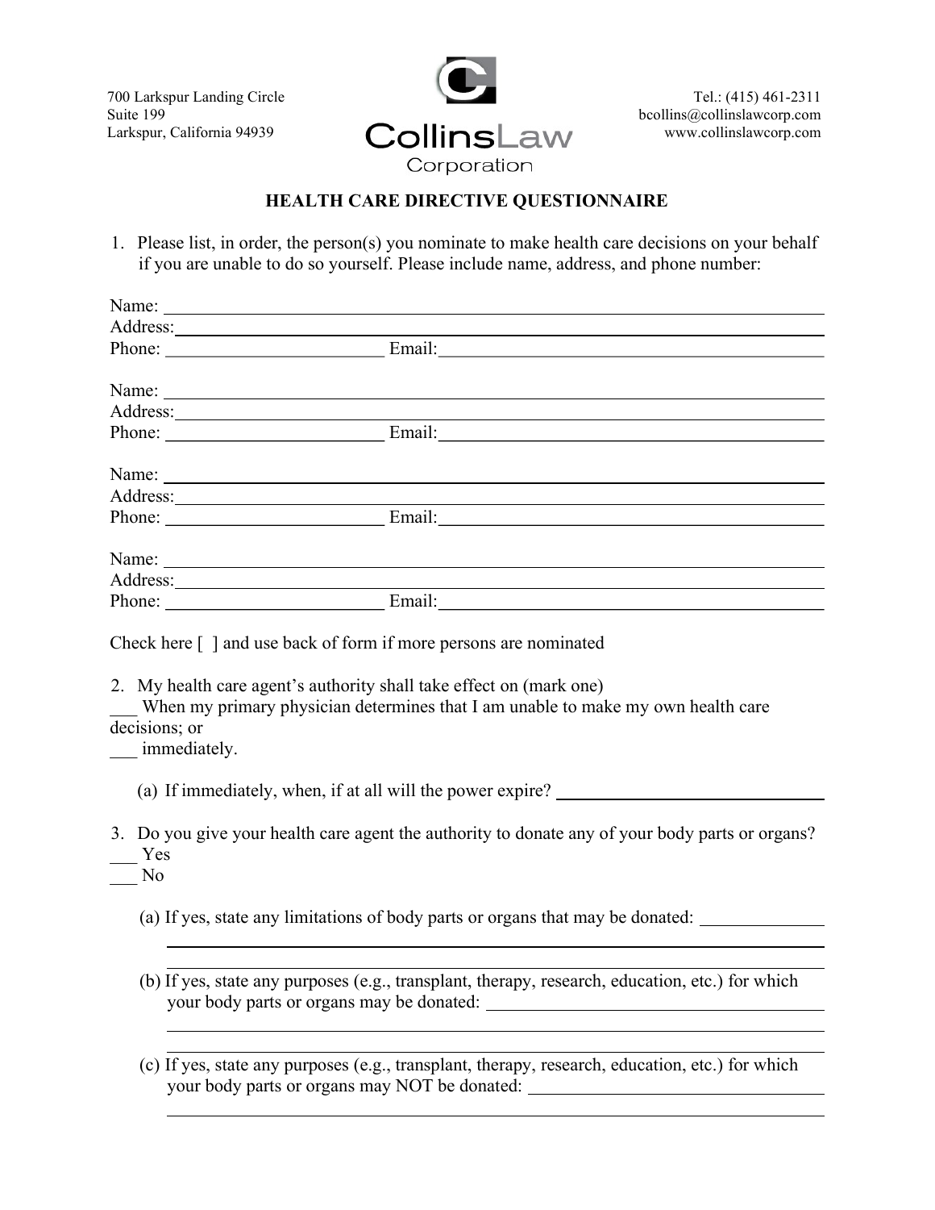700 Larkspur Landing Circle
Suite 199
Larkspur, California 94939

**CollinsLaw Corporation**

Tel.: (415) 461-2311
bcollins@collinslawcorp.com
www.collinslawcorp.com

## HEALTH CARE DIRECTIVE QUESTIONNAIRE

1. Please list, in order, the person(s) you nominate to make health care decisions on your behalf if you are unable to do so yourself. Please include name, address, and phone number:

Name: ______________________________________________
Address: ______________________________________________
Phone: ____________________ Email: ____________________

Name: ______________________________________________
Address: ______________________________________________
Phone: ____________________ Email: ____________________

Name: ______________________________________________
Address: ______________________________________________
Phone: ____________________ Email: ____________________

Name: ______________________________________________
Address: ______________________________________________
Phone: ____________________ Email: ____________________

Check here [ ] and use back of form if more persons are nominated

2. My health care agent's authority shall take effect on (mark one)

___ When my primary physician determines that I am unable to make my own health care decisions; or

___ immediately.

   (a) If immediately, when, if at all will the power expire? ____________________

3. Do you give your health care agent the authority to donate any of your body parts or organs?

___ Yes

___ No

   (a) If yes, state any limitations of body parts or organs that may be donated: ____________________
   ______________________________________________
   ______________________________________________

   (b) If yes, state any purposes (e.g., transplant, therapy, research, education, etc.) for which your body parts or organs may be donated: ____________________
   ______________________________________________
   ______________________________________________

   (c) If yes, state any purposes (e.g., transplant, therapy, research, education, etc.) for which your body parts or organs may NOT be donated: ____________________
   ______________________________________________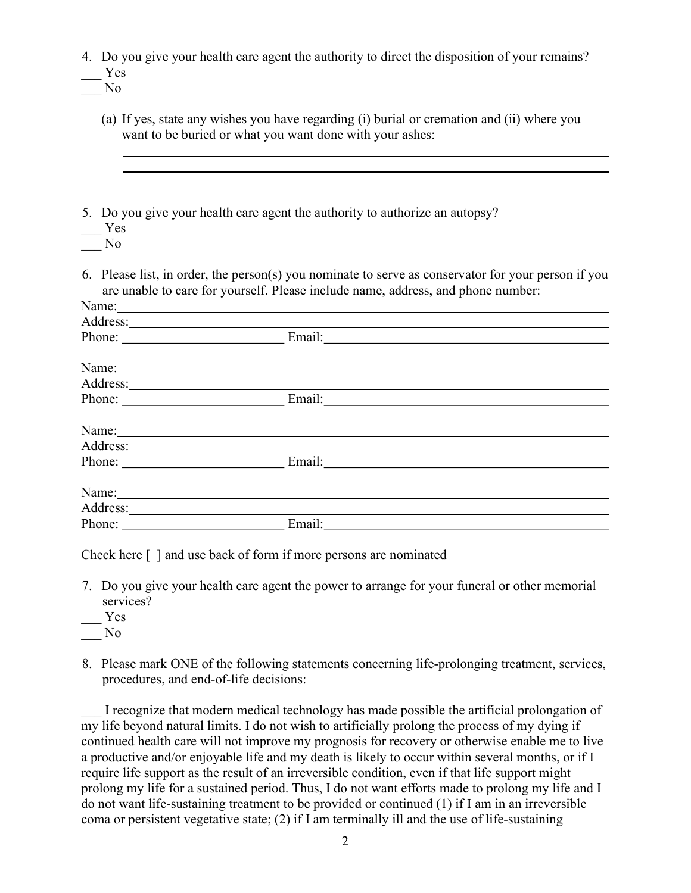4. Do you give your health care agent the authority to direct the disposition of your remains?

___ Yes

___ No

   (a) If yes, state any wishes you have regarding (i) burial or cremation and (ii) where you want to be buried or what you want done with your ashes:

   ______________________________________________________________________

   ______________________________________________________________________

   ______________________________________________________________________

5. Do you give your health care agent the authority to authorize an autopsy?

___ Yes

___ No

6. Please list, in order, the person(s) you nominate to serve as conservator for your person if you are unable to care for yourself. Please include name, address, and phone number:

Name: ______________________________________________________________

Address: ____________________________________________________________

Phone: ________________________ Email: ____________________________________

Name: ______________________________________________________________

Address: ____________________________________________________________

Phone: ________________________ Email: ____________________________________

Name: ______________________________________________________________

Address: ____________________________________________________________

Phone: ________________________ Email: ____________________________________

Name: ______________________________________________________________

Address: ____________________________________________________________

Phone: ________________________ Email: ____________________________________

Check here [ ] and use back of form if more persons are nominated

7. Do you give your health care agent the power to arrange for your funeral or other memorial services?

___ Yes

___ No

8. Please mark ONE of the following statements concerning life-prolonging treatment, services, procedures, and end-of-life decisions:

___ I recognize that modern medical technology has made possible the artificial prolongation of my life beyond natural limits. I do not wish to artificially prolong the process of my dying if continued health care will not improve my prognosis for recovery or otherwise enable me to live a productive and/or enjoyable life and my death is likely to occur within several months, or if I require life support as the result of an irreversible condition, even if that life support might prolong my life for a sustained period. Thus, I do not want efforts made to prolong my life and I do not want life-sustaining treatment to be provided or continued (1) if I am in an irreversible coma or persistent vegetative state; (2) if I am terminally ill and the use of life-sustaining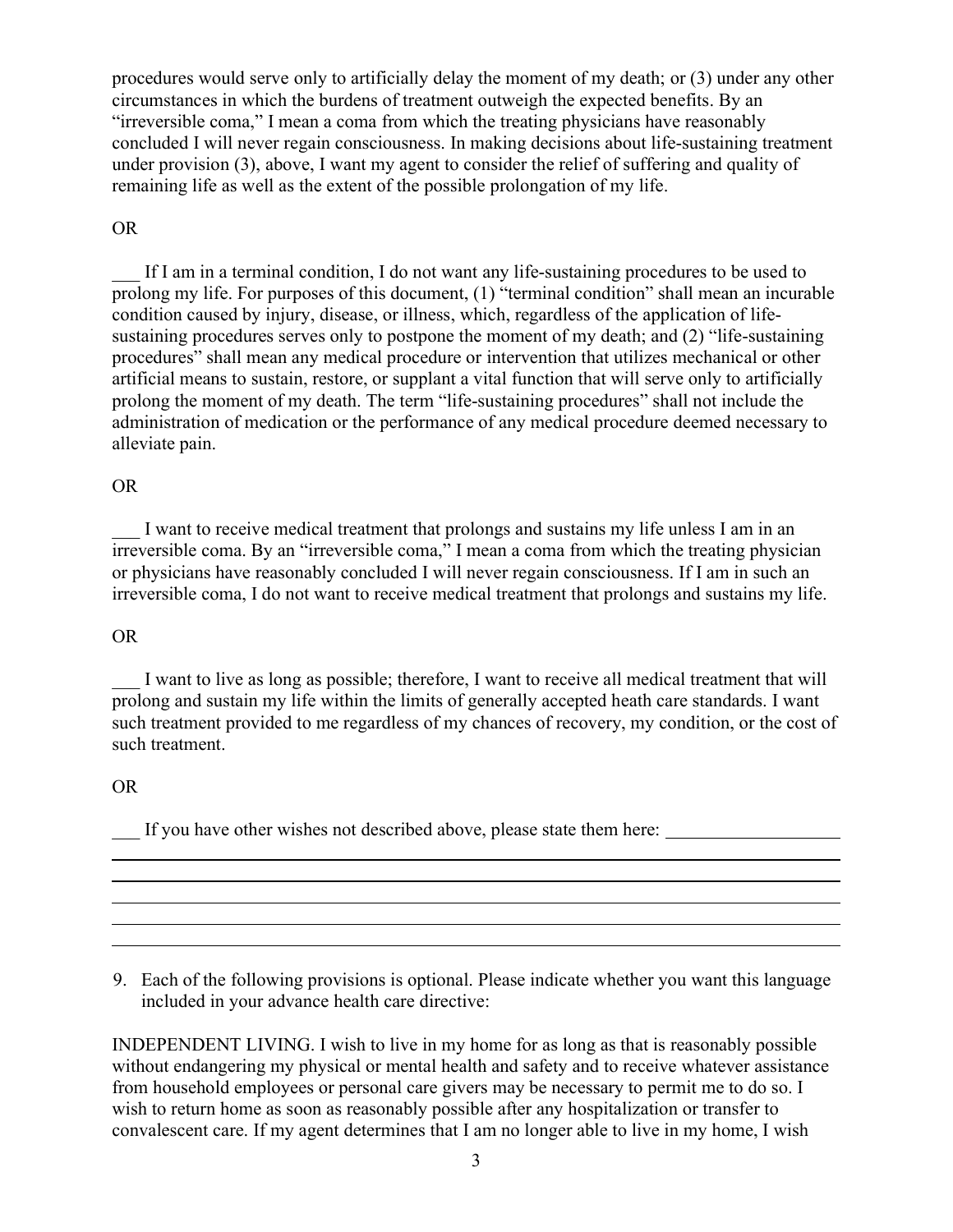procedures would serve only to artificially delay the moment of my death; or (3) under any other circumstances in which the burdens of treatment outweigh the expected benefits. By an "irreversible coma," I mean a coma from which the treating physicians have reasonably concluded I will never regain consciousness. In making decisions about life-sustaining treatment under provision (3), above, I want my agent to consider the relief of suffering and quality of remaining life as well as the extent of the possible prolongation of my life.

OR

___ If I am in a terminal condition, I do not want any life-sustaining procedures to be used to prolong my life. For purposes of this document, (1) "terminal condition" shall mean an incurable condition caused by injury, disease, or illness, which, regardless of the application of life-sustaining procedures serves only to postpone the moment of my death; and (2) "life-sustaining procedures" shall mean any medical procedure or intervention that utilizes mechanical or other artificial means to sustain, restore, or supplant a vital function that will serve only to artificially prolong the moment of my death. The term "life-sustaining procedures" shall not include the administration of medication or the performance of any medical procedure deemed necessary to alleviate pain.

OR

___ I want to receive medical treatment that prolongs and sustains my life unless I am in an irreversible coma. By an "irreversible coma," I mean a coma from which the treating physician or physicians have reasonably concluded I will never regain consciousness. If I am in such an irreversible coma, I do not want to receive medical treatment that prolongs and sustains my life.

OR

___ I want to live as long as possible; therefore, I want to receive all medical treatment that will prolong and sustain my life within the limits of generally accepted heath care standards. I want such treatment provided to me regardless of my chances of recovery, my condition, or the cost of such treatment.

OR

___ If you have other wishes not described above, please state them here: ____________________

______________________________________________________________________________

______________________________________________________________________________

______________________________________________________________________________

______________________________________________________________________________

______________________________________________________________________________

9. Each of the following provisions is optional. Please indicate whether you want this language included in your advance health care directive:

INDEPENDENT LIVING. I wish to live in my home for as long as that is reasonably possible without endangering my physical or mental health and safety and to receive whatever assistance from household employees or personal care givers may be necessary to permit me to do so. I wish to return home as soon as reasonably possible after any hospitalization or transfer to convalescent care. If my agent determines that I am no longer able to live in my home, I wish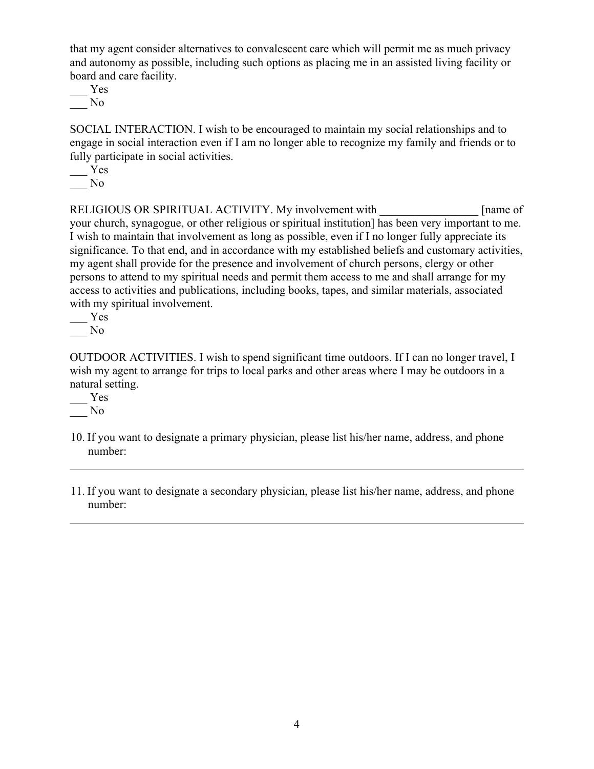that my agent consider alternatives to convalescent care which will permit me as much privacy and autonomy as possible, including such options as placing me in an assisted living facility or board and care facility.

___ Yes
___ No

SOCIAL INTERACTION. I wish to be encouraged to maintain my social relationships and to engage in social interaction even if I am no longer able to recognize my family and friends or to fully participate in social activities.

___ Yes
___ No

RELIGIOUS OR SPIRITUAL ACTIVITY. My involvement with _________________ [name of your church, synagogue, or other religious or spiritual institution] has been very important to me. I wish to maintain that involvement as long as possible, even if I no longer fully appreciate its significance. To that end, and in accordance with my established beliefs and customary activities, my agent shall provide for the presence and involvement of church persons, clergy or other persons to attend to my spiritual needs and permit them access to me and shall arrange for my access to activities and publications, including books, tapes, and similar materials, associated with my spiritual involvement.

___ Yes
___ No

OUTDOOR ACTIVITIES. I wish to spend significant time outdoors. If I can no longer travel, I wish my agent to arrange for trips to local parks and other areas where I may be outdoors in a natural setting.

___ Yes
___ No

10. If you want to designate a primary physician, please list his/her name, address, and phone number:

_______________________________________________________________________________

11. If you want to designate a secondary physician, please list his/her name, address, and phone number:

_______________________________________________________________________________